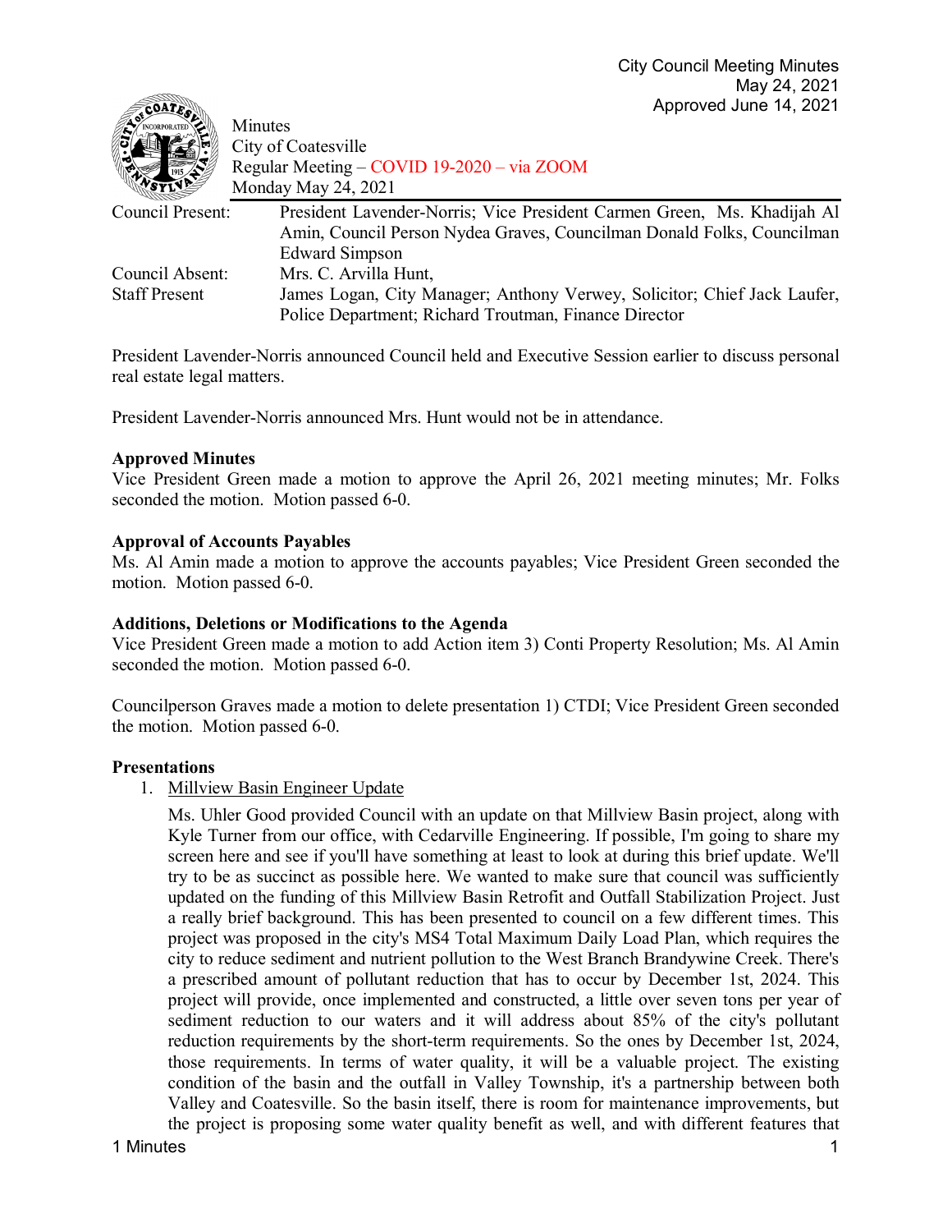City Council Meeting Minutes
May 24, 2021
Approved June 14, 2021

Minutes
City of Coatesville
Regular Meeting – COVID 19-2020 – via ZOOM
Monday May 24, 2021

| | |
|---|---|
| Council Present: | President Lavender-Norris; Vice President Carmen Green, Ms. Khadijah Al Amin, Council Person Nydea Graves, Councilman Donald Folks, Councilman Edward Simpson |
| Council Absent: | Mrs. C. Arvilla Hunt, |
| Staff Present | James Logan, City Manager; Anthony Verwey, Solicitor; Chief Jack Laufer, Police Department; Richard Troutman, Finance Director |

President Lavender-Norris announced Council held and Executive Session earlier to discuss personal real estate legal matters.

President Lavender-Norris announced Mrs. Hunt would not be in attendance.

**Approved Minutes**
Vice President Green made a motion to approve the April 26, 2021 meeting minutes; Mr. Folks seconded the motion. Motion passed 6-0.

**Approval of Accounts Payables**
Ms. Al Amin made a motion to approve the accounts payables; Vice President Green seconded the motion. Motion passed 6-0.

**Additions, Deletions or Modifications to the Agenda**
Vice President Green made a motion to add Action item 3) Conti Property Resolution; Ms. Al Amin seconded the motion. Motion passed 6-0.

Councilperson Graves made a motion to delete presentation 1) CTDI; Vice President Green seconded the motion. Motion passed 6-0.

**Presentations**

1. Millview Basin Engineer Update

   Ms. Uhler Good provided Council with an update on that Millview Basin project, along with Kyle Turner from our office, with Cedarville Engineering. If possible, I'm going to share my screen here and see if you'll have something at least to look at during this brief update. We'll try to be as succinct as possible here. We wanted to make sure that council was sufficiently updated on the funding of this Millview Basin Retrofit and Outfall Stabilization Project. Just a really brief background. This has been presented to council on a few different times. This project was proposed in the city's MS4 Total Maximum Daily Load Plan, which requires the city to reduce sediment and nutrient pollution to the West Branch Brandywine Creek. There's a prescribed amount of pollutant reduction that has to occur by December 1st, 2024. This project will provide, once implemented and constructed, a little over seven tons per year of sediment reduction to our waters and it will address about 85% of the city's pollutant reduction requirements by the short-term requirements. So the ones by December 1st, 2024, those requirements. In terms of water quality, it will be a valuable project. The existing condition of the basin and the outfall in Valley Township, it's a partnership between both Valley and Coatesville. So the basin itself, there is room for maintenance improvements, but the project is proposing some water quality benefit as well, and with different features that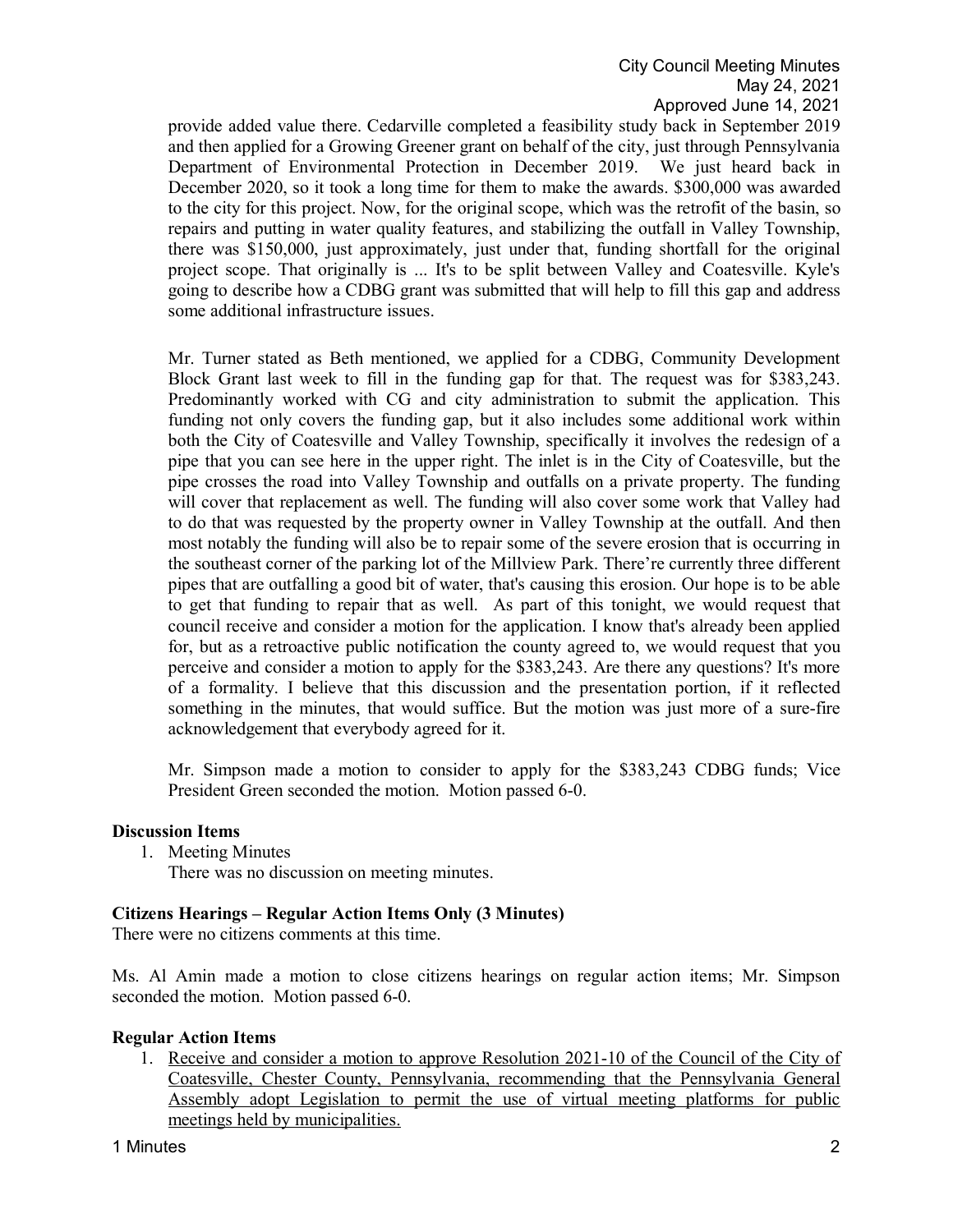provide added value there. Cedarville completed a feasibility study back in September 2019 and then applied for a Growing Greener grant on behalf of the city, just through Pennsylvania Department of Environmental Protection in December 2019. We just heard back in December 2020, so it took a long time for them to make the awards. $300,000 was awarded to the city for this project. Now, for the original scope, which was the retrofit of the basin, so repairs and putting in water quality features, and stabilizing the outfall in Valley Township, there was $150,000, just approximately, just under that, funding shortfall for the original project scope. That originally is ... It's to be split between Valley and Coatesville. Kyle's going to describe how a CDBG grant was submitted that will help to fill this gap and address some additional infrastructure issues.

Mr. Turner stated as Beth mentioned, we applied for a CDBG, Community Development Block Grant last week to fill in the funding gap for that. The request was for $383,243. Predominantly worked with CG and city administration to submit the application. This funding not only covers the funding gap, but it also includes some additional work within both the City of Coatesville and Valley Township, specifically it involves the redesign of a pipe that you can see here in the upper right. The inlet is in the City of Coatesville, but the pipe crosses the road into Valley Township and outfalls on a private property. The funding will cover that replacement as well. The funding will also cover some work that Valley had to do that was requested by the property owner in Valley Township at the outfall. And then most notably the funding will also be to repair some of the severe erosion that is occurring in the southeast corner of the parking lot of the Millview Park. There're currently three different pipes that are outfalling a good bit of water, that's causing this erosion. Our hope is to be able to get that funding to repair that as well. As part of this tonight, we would request that council receive and consider a motion for the application. I know that's already been applied for, but as a retroactive public notification the county agreed to, we would request that you perceive and consider a motion to apply for the $383,243. Are there any questions? It's more of a formality. I believe that this discussion and the presentation portion, if it reflected something in the minutes, that would suffice. But the motion was just more of a sure-fire acknowledgement that everybody agreed for it.

Mr. Simpson made a motion to consider to apply for the $383,243 CDBG funds; Vice President Green seconded the motion. Motion passed 6-0.

**Discussion Items**

1. Meeting Minutes
   There was no discussion on meeting minutes.

**Citizens Hearings – Regular Action Items Only (3 Minutes)**

There were no citizens comments at this time.

Ms. Al Amin made a motion to close citizens hearings on regular action items; Mr. Simpson seconded the motion. Motion passed 6-0.

**Regular Action Items**

1. Receive and consider a motion to approve Resolution 2021-10 of the Council of the City of Coatesville, Chester County, Pennsylvania, recommending that the Pennsylvania General Assembly adopt Legislation to permit the use of virtual meeting platforms for public meetings held by municipalities.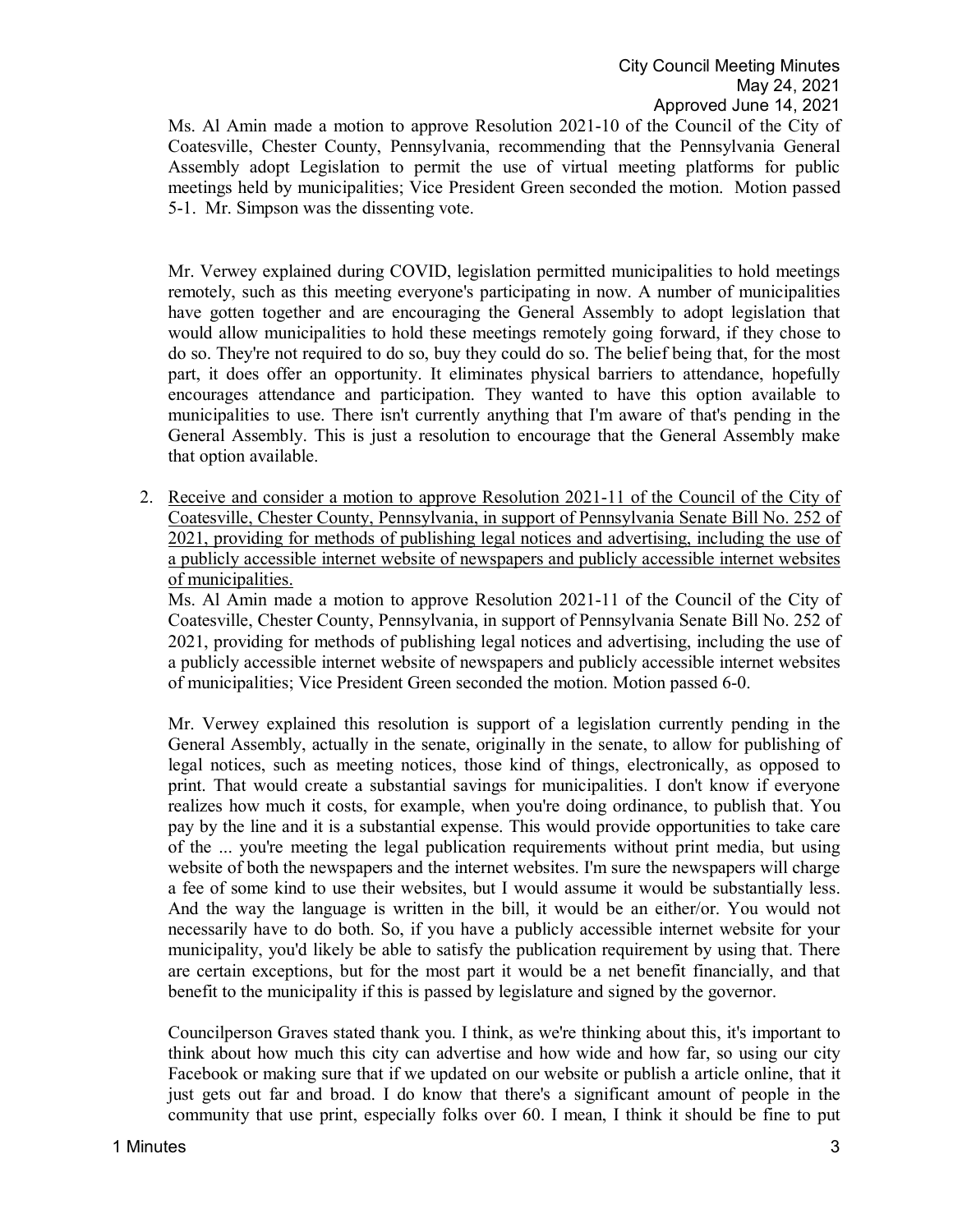Ms. Al Amin made a motion to approve Resolution 2021-10 of the Council of the City of Coatesville, Chester County, Pennsylvania, recommending that the Pennsylvania General Assembly adopt Legislation to permit the use of virtual meeting platforms for public meetings held by municipalities; Vice President Green seconded the motion. Motion passed 5-1. Mr. Simpson was the dissenting vote.

Mr. Verwey explained during COVID, legislation permitted municipalities to hold meetings remotely, such as this meeting everyone's participating in now. A number of municipalities have gotten together and are encouraging the General Assembly to adopt legislation that would allow municipalities to hold these meetings remotely going forward, if they chose to do so. They're not required to do so, buy they could do so. The belief being that, for the most part, it does offer an opportunity. It eliminates physical barriers to attendance, hopefully encourages attendance and participation. They wanted to have this option available to municipalities to use. There isn't currently anything that I'm aware of that's pending in the General Assembly. This is just a resolution to encourage that the General Assembly make that option available.

2. <u>Receive and consider a motion to approve Resolution 2021-11 of the Council of the City of Coatesville, Chester County, Pennsylvania, in support of Pennsylvania Senate Bill No. 252 of 2021, providing for methods of publishing legal notices and advertising, including the use of a publicly accessible internet website of newspapers and publicly accessible internet websites of municipalities.</u>

   Ms. Al Amin made a motion to approve Resolution 2021-11 of the Council of the City of Coatesville, Chester County, Pennsylvania, in support of Pennsylvania Senate Bill No. 252 of 2021, providing for methods of publishing legal notices and advertising, including the use of a publicly accessible internet website of newspapers and publicly accessible internet websites of municipalities; Vice President Green seconded the motion. Motion passed 6-0.

   Mr. Verwey explained this resolution is support of a legislation currently pending in the General Assembly, actually in the senate, originally in the senate, to allow for publishing of legal notices, such as meeting notices, those kind of things, electronically, as opposed to print. That would create a substantial savings for municipalities. I don't know if everyone realizes how much it costs, for example, when you're doing ordinance, to publish that. You pay by the line and it is a substantial expense. This would provide opportunities to take care of the ... you're meeting the legal publication requirements without print media, but using website of both the newspapers and the internet websites. I'm sure the newspapers will charge a fee of some kind to use their websites, but I would assume it would be substantially less. And the way the language is written in the bill, it would be an either/or. You would not necessarily have to do both. So, if you have a publicly accessible internet website for your municipality, you'd likely be able to satisfy the publication requirement by using that. There are certain exceptions, but for the most part it would be a net benefit financially, and that benefit to the municipality if this is passed by legislature and signed by the governor.

   Councilperson Graves stated thank you. I think, as we're thinking about this, it's important to think about how much this city can advertise and how wide and how far, so using our city Facebook or making sure that if we updated on our website or publish a article online, that it just gets out far and broad. I do know that there's a significant amount of people in the community that use print, especially folks over 60. I mean, I think it should be fine to put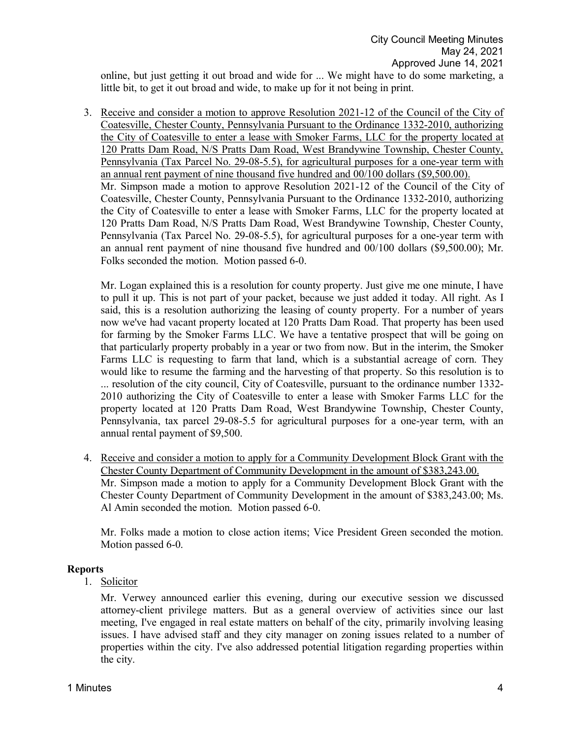online, but just getting it out broad and wide for ... We might have to do some marketing, a little bit, to get it out broad and wide, to make up for it not being in print.

3. Receive and consider a motion to approve Resolution 2021-12 of the Council of the City of Coatesville, Chester County, Pennsylvania Pursuant to the Ordinance 1332-2010, authorizing the City of Coatesville to enter a lease with Smoker Farms, LLC for the property located at 120 Pratts Dam Road, N/S Pratts Dam Road, West Brandywine Township, Chester County, Pennsylvania (Tax Parcel No. 29-08-5.5), for agricultural purposes for a one-year term with an annual rent payment of nine thousand five hundred and 00/100 dollars ($9,500.00).
   Mr. Simpson made a motion to approve Resolution 2021-12 of the Council of the City of Coatesville, Chester County, Pennsylvania Pursuant to the Ordinance 1332-2010, authorizing the City of Coatesville to enter a lease with Smoker Farms, LLC for the property located at 120 Pratts Dam Road, N/S Pratts Dam Road, West Brandywine Township, Chester County, Pennsylvania (Tax Parcel No. 29-08-5.5), for agricultural purposes for a one-year term with an annual rent payment of nine thousand five hundred and 00/100 dollars ($9,500.00); Mr. Folks seconded the motion. Motion passed 6-0.

   Mr. Logan explained this is a resolution for county property. Just give me one minute, I have to pull it up. This is not part of your packet, because we just added it today. All right. As I said, this is a resolution authorizing the leasing of county property. For a number of years now we've had vacant property located at 120 Pratts Dam Road. That property has been used for farming by the Smoker Farms LLC. We have a tentative prospect that will be going on that particularly property probably in a year or two from now. But in the interim, the Smoker Farms LLC is requesting to farm that land, which is a substantial acreage of corn. They would like to resume the farming and the harvesting of that property. So this resolution is to ... resolution of the city council, City of Coatesville, pursuant to the ordinance number 1332-2010 authorizing the City of Coatesville to enter a lease with Smoker Farms LLC for the property located at 120 Pratts Dam Road, West Brandywine Township, Chester County, Pennsylvania, tax parcel 29-08-5.5 for agricultural purposes for a one-year term, with an annual rental payment of $9,500.

4. Receive and consider a motion to apply for a Community Development Block Grant with the Chester County Department of Community Development in the amount of $383,243.00.
   Mr. Simpson made a motion to apply for a Community Development Block Grant with the Chester County Department of Community Development in the amount of $383,243.00; Ms. Al Amin seconded the motion. Motion passed 6-0.

   Mr. Folks made a motion to close action items; Vice President Green seconded the motion. Motion passed 6-0.

## Reports

1. Solicitor

   Mr. Verwey announced earlier this evening, during our executive session we discussed attorney-client privilege matters. But as a general overview of activities since our last meeting, I've engaged in real estate matters on behalf of the city, primarily involving leasing issues. I have advised staff and they city manager on zoning issues related to a number of properties within the city. I've also addressed potential litigation regarding properties within the city.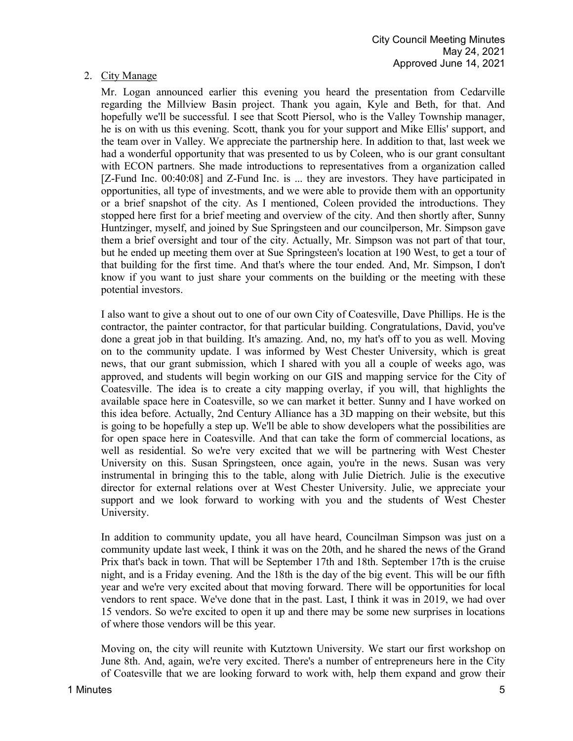2. City Manage

Mr. Logan announced earlier this evening you heard the presentation from Cedarville regarding the Millview Basin project. Thank you again, Kyle and Beth, for that. And hopefully we'll be successful. I see that Scott Piersol, who is the Valley Township manager, he is on with us this evening. Scott, thank you for your support and Mike Ellis' support, and the team over in Valley. We appreciate the partnership here. In addition to that, last week we had a wonderful opportunity that was presented to us by Coleen, who is our grant consultant with ECON partners. She made introductions to representatives from a organization called [Z-Fund Inc. 00:40:08] and Z-Fund Inc. is ... they are investors. They have participated in opportunities, all type of investments, and we were able to provide them with an opportunity or a brief snapshot of the city. As I mentioned, Coleen provided the introductions. They stopped here first for a brief meeting and overview of the city. And then shortly after, Sunny Huntzinger, myself, and joined by Sue Springsteen and our councilperson, Mr. Simpson gave them a brief oversight and tour of the city. Actually, Mr. Simpson was not part of that tour, but he ended up meeting them over at Sue Springsteen's location at 190 West, to get a tour of that building for the first time. And that's where the tour ended. And, Mr. Simpson, I don't know if you want to just share your comments on the building or the meeting with these potential investors.

I also want to give a shout out to one of our own City of Coatesville, Dave Phillips. He is the contractor, the painter contractor, for that particular building. Congratulations, David, you've done a great job in that building. It's amazing. And, no, my hat's off to you as well. Moving on to the community update. I was informed by West Chester University, which is great news, that our grant submission, which I shared with you all a couple of weeks ago, was approved, and students will begin working on our GIS and mapping service for the City of Coatesville. The idea is to create a city mapping overlay, if you will, that highlights the available space here in Coatesville, so we can market it better. Sunny and I have worked on this idea before. Actually, 2nd Century Alliance has a 3D mapping on their website, but this is going to be hopefully a step up. We'll be able to show developers what the possibilities are for open space here in Coatesville. And that can take the form of commercial locations, as well as residential. So we're very excited that we will be partnering with West Chester University on this. Susan Springsteen, once again, you're in the news. Susan was very instrumental in bringing this to the table, along with Julie Dietrich. Julie is the executive director for external relations over at West Chester University. Julie, we appreciate your support and we look forward to working with you and the students of West Chester University.

In addition to community update, you all have heard, Councilman Simpson was just on a community update last week, I think it was on the 20th, and he shared the news of the Grand Prix that's back in town. That will be September 17th and 18th. September 17th is the cruise night, and is a Friday evening. And the 18th is the day of the big event. This will be our fifth year and we're very excited about that moving forward. There will be opportunities for local vendors to rent space. We've done that in the past. Last, I think it was in 2019, we had over 15 vendors. So we're excited to open it up and there may be some new surprises in locations of where those vendors will be this year.

Moving on, the city will reunite with Kutztown University. We start our first workshop on June 8th. And, again, we're very excited. There's a number of entrepreneurs here in the City of Coatesville that we are looking forward to work with, help them expand and grow their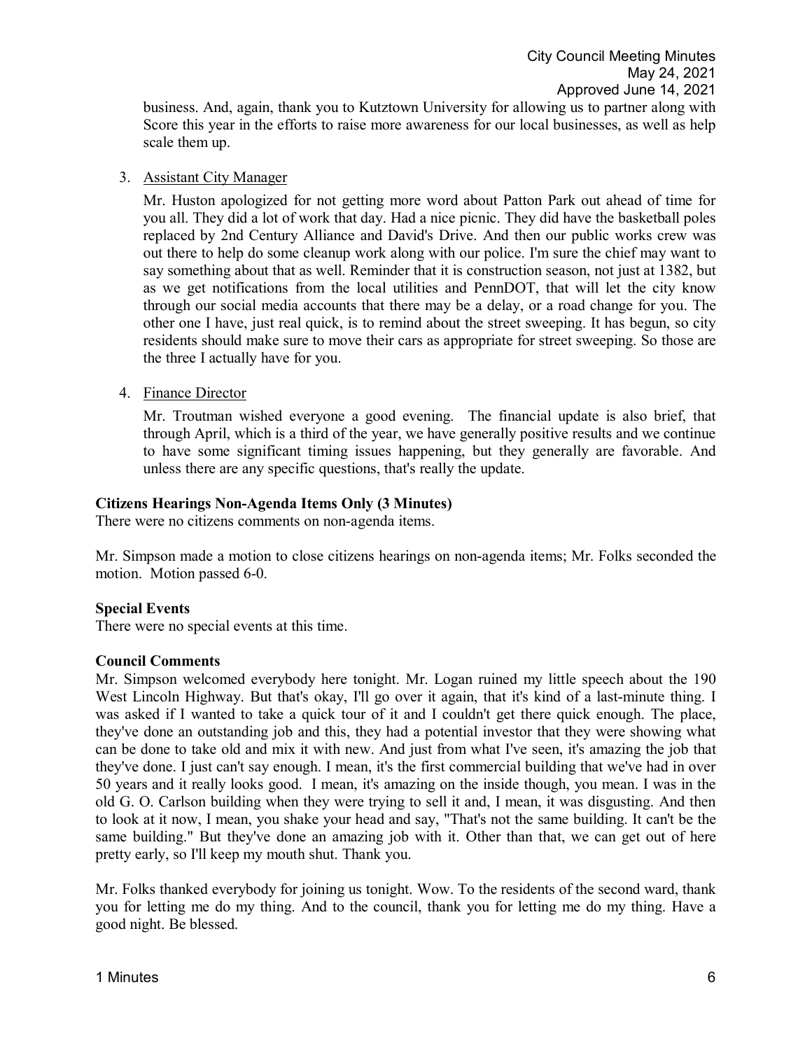business. And, again, thank you to Kutztown University for allowing us to partner along with Score this year in the efforts to raise more awareness for our local businesses, as well as help scale them up.

3. Assistant City Manager

   Mr. Huston apologized for not getting more word about Patton Park out ahead of time for you all. They did a lot of work that day. Had a nice picnic. They did have the basketball poles replaced by 2nd Century Alliance and David's Drive. And then our public works crew was out there to help do some cleanup work along with our police. I'm sure the chief may want to say something about that as well. Reminder that it is construction season, not just at 1382, but as we get notifications from the local utilities and PennDOT, that will let the city know through our social media accounts that there may be a delay, or a road change for you. The other one I have, just real quick, is to remind about the street sweeping. It has begun, so city residents should make sure to move their cars as appropriate for street sweeping. So those are the three I actually have for you.

4. Finance Director

   Mr. Troutman wished everyone a good evening. The financial update is also brief, that through April, which is a third of the year, we have generally positive results and we continue to have some significant timing issues happening, but they generally are favorable. And unless there are any specific questions, that's really the update.

**Citizens Hearings Non-Agenda Items Only (3 Minutes)**

There were no citizens comments on non-agenda items.

Mr. Simpson made a motion to close citizens hearings on non-agenda items; Mr. Folks seconded the motion. Motion passed 6-0.

**Special Events**

There were no special events at this time.

**Council Comments**

Mr. Simpson welcomed everybody here tonight. Mr. Logan ruined my little speech about the 190 West Lincoln Highway. But that's okay, I'll go over it again, that it's kind of a last-minute thing. I was asked if I wanted to take a quick tour of it and I couldn't get there quick enough. The place, they've done an outstanding job and this, they had a potential investor that they were showing what can be done to take old and mix it with new. And just from what I've seen, it's amazing the job that they've done. I just can't say enough. I mean, it's the first commercial building that we've had in over 50 years and it really looks good. I mean, it's amazing on the inside though, you mean. I was in the old G. O. Carlson building when they were trying to sell it and, I mean, it was disgusting. And then to look at it now, I mean, you shake your head and say, "That's not the same building. It can't be the same building." But they've done an amazing job with it. Other than that, we can get out of here pretty early, so I'll keep my mouth shut. Thank you.

Mr. Folks thanked everybody for joining us tonight. Wow. To the residents of the second ward, thank you for letting me do my thing. And to the council, thank you for letting me do my thing. Have a good night. Be blessed.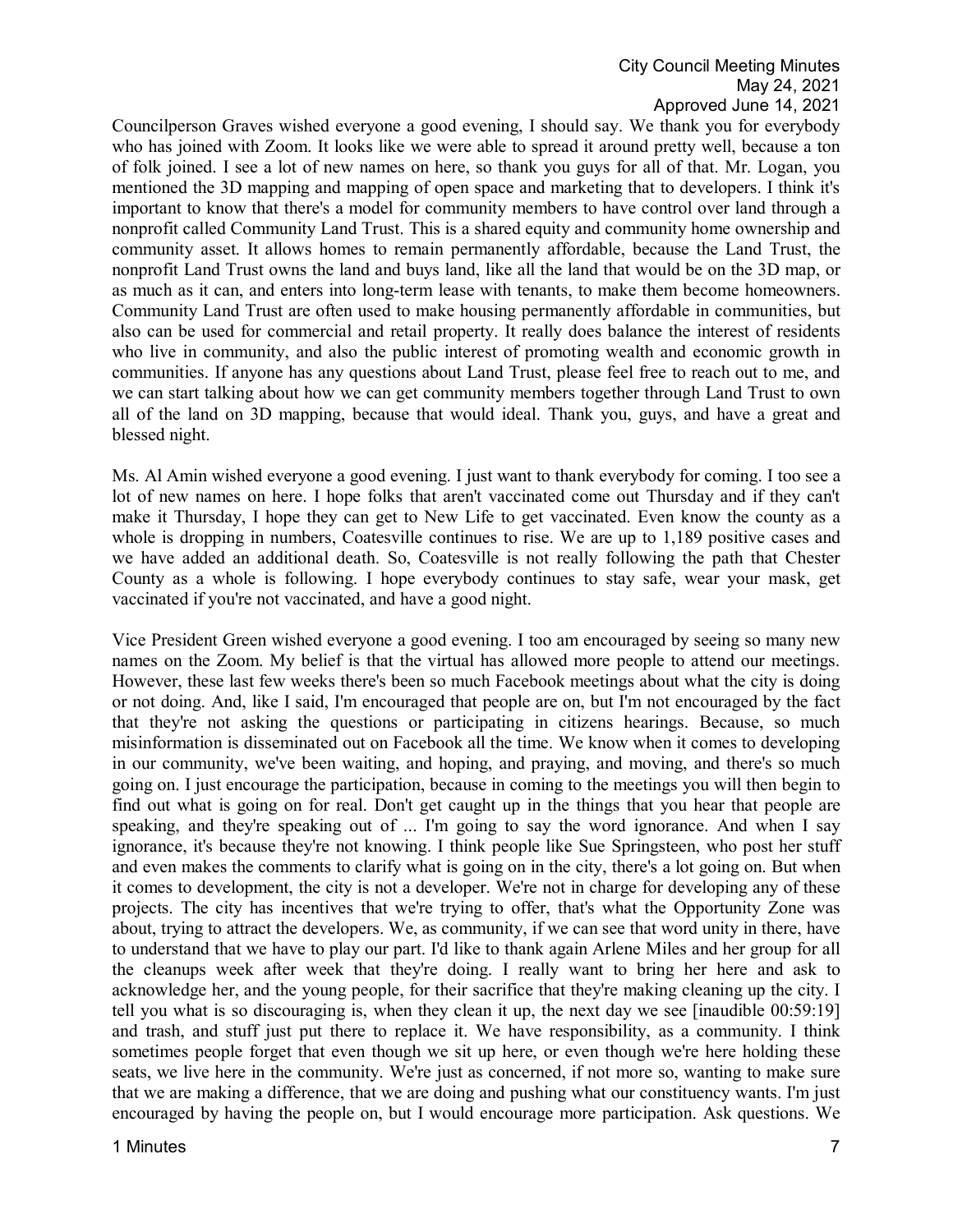Councilperson Graves wished everyone a good evening, I should say. We thank you for everybody who has joined with Zoom. It looks like we were able to spread it around pretty well, because a ton of folk joined. I see a lot of new names on here, so thank you guys for all of that. Mr. Logan, you mentioned the 3D mapping and mapping of open space and marketing that to developers. I think it's important to know that there's a model for community members to have control over land through a nonprofit called Community Land Trust. This is a shared equity and community home ownership and community asset. It allows homes to remain permanently affordable, because the Land Trust, the nonprofit Land Trust owns the land and buys land, like all the land that would be on the 3D map, or as much as it can, and enters into long-term lease with tenants, to make them become homeowners. Community Land Trust are often used to make housing permanently affordable in communities, but also can be used for commercial and retail property. It really does balance the interest of residents who live in community, and also the public interest of promoting wealth and economic growth in communities. If anyone has any questions about Land Trust, please feel free to reach out to me, and we can start talking about how we can get community members together through Land Trust to own all of the land on 3D mapping, because that would ideal. Thank you, guys, and have a great and blessed night.

Ms. Al Amin wished everyone a good evening. I just want to thank everybody for coming. I too see a lot of new names on here. I hope folks that aren't vaccinated come out Thursday and if they can't make it Thursday, I hope they can get to New Life to get vaccinated. Even know the county as a whole is dropping in numbers, Coatesville continues to rise. We are up to 1,189 positive cases and we have added an additional death. So, Coatesville is not really following the path that Chester County as a whole is following. I hope everybody continues to stay safe, wear your mask, get vaccinated if you're not vaccinated, and have a good night.

Vice President Green wished everyone a good evening. I too am encouraged by seeing so many new names on the Zoom. My belief is that the virtual has allowed more people to attend our meetings. However, these last few weeks there's been so much Facebook meetings about what the city is doing or not doing. And, like I said, I'm encouraged that people are on, but I'm not encouraged by the fact that they're not asking the questions or participating in citizens hearings. Because, so much misinformation is disseminated out on Facebook all the time. We know when it comes to developing in our community, we've been waiting, and hoping, and praying, and moving, and there's so much going on. I just encourage the participation, because in coming to the meetings you will then begin to find out what is going on for real. Don't get caught up in the things that you hear that people are speaking, and they're speaking out of ... I'm going to say the word ignorance. And when I say ignorance, it's because they're not knowing. I think people like Sue Springsteen, who post her stuff and even makes the comments to clarify what is going on in the city, there's a lot going on. But when it comes to development, the city is not a developer. We're not in charge for developing any of these projects. The city has incentives that we're trying to offer, that's what the Opportunity Zone was about, trying to attract the developers. We, as community, if we can see that word unity in there, have to understand that we have to play our part. I'd like to thank again Arlene Miles and her group for all the cleanups week after week that they're doing. I really want to bring her here and ask to acknowledge her, and the young people, for their sacrifice that they're making cleaning up the city. I tell you what is so discouraging is, when they clean it up, the next day we see [inaudible 00:59:19] and trash, and stuff just put there to replace it. We have responsibility, as a community. I think sometimes people forget that even though we sit up here, or even though we're here holding these seats, we live here in the community. We're just as concerned, if not more so, wanting to make sure that we are making a difference, that we are doing and pushing what our constituency wants. I'm just encouraged by having the people on, but I would encourage more participation. Ask questions. We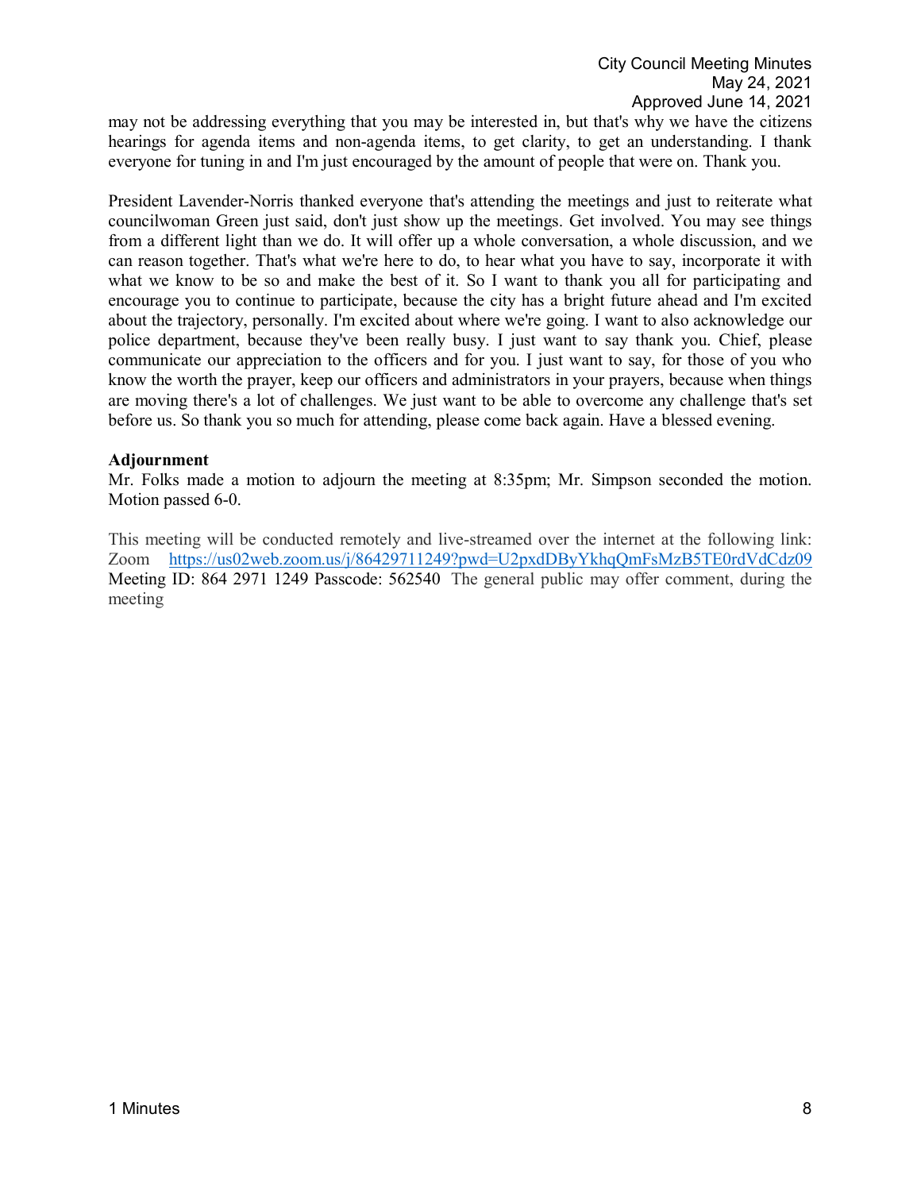may not be addressing everything that you may be interested in, but that's why we have the citizens hearings for agenda items and non-agenda items, to get clarity, to get an understanding. I thank everyone for tuning in and I'm just encouraged by the amount of people that were on. Thank you.

President Lavender-Norris thanked everyone that's attending the meetings and just to reiterate what councilwoman Green just said, don't just show up the meetings. Get involved. You may see things from a different light than we do. It will offer up a whole conversation, a whole discussion, and we can reason together. That's what we're here to do, to hear what you have to say, incorporate it with what we know to be so and make the best of it. So I want to thank you all for participating and encourage you to continue to participate, because the city has a bright future ahead and I'm excited about the trajectory, personally. I'm excited about where we're going. I want to also acknowledge our police department, because they've been really busy. I just want to say thank you. Chief, please communicate our appreciation to the officers and for you. I just want to say, for those of you who know the worth the prayer, keep our officers and administrators in your prayers, because when things are moving there's a lot of challenges. We just want to be able to overcome any challenge that's set before us. So thank you so much for attending, please come back again. Have a blessed evening.

**Adjournment**

Mr. Folks made a motion to adjourn the meeting at 8:35pm; Mr. Simpson seconded the motion. Motion passed 6-0.

This meeting will be conducted remotely and live-streamed over the internet at the following link: Zoom https://us02web.zoom.us/j/86429711249?pwd=U2pxdDByYkhqQmFsMzB5TE0rdVdCdz09 Meeting ID: 864 2971 1249 Passcode: 562540 The general public may offer comment, during the meeting